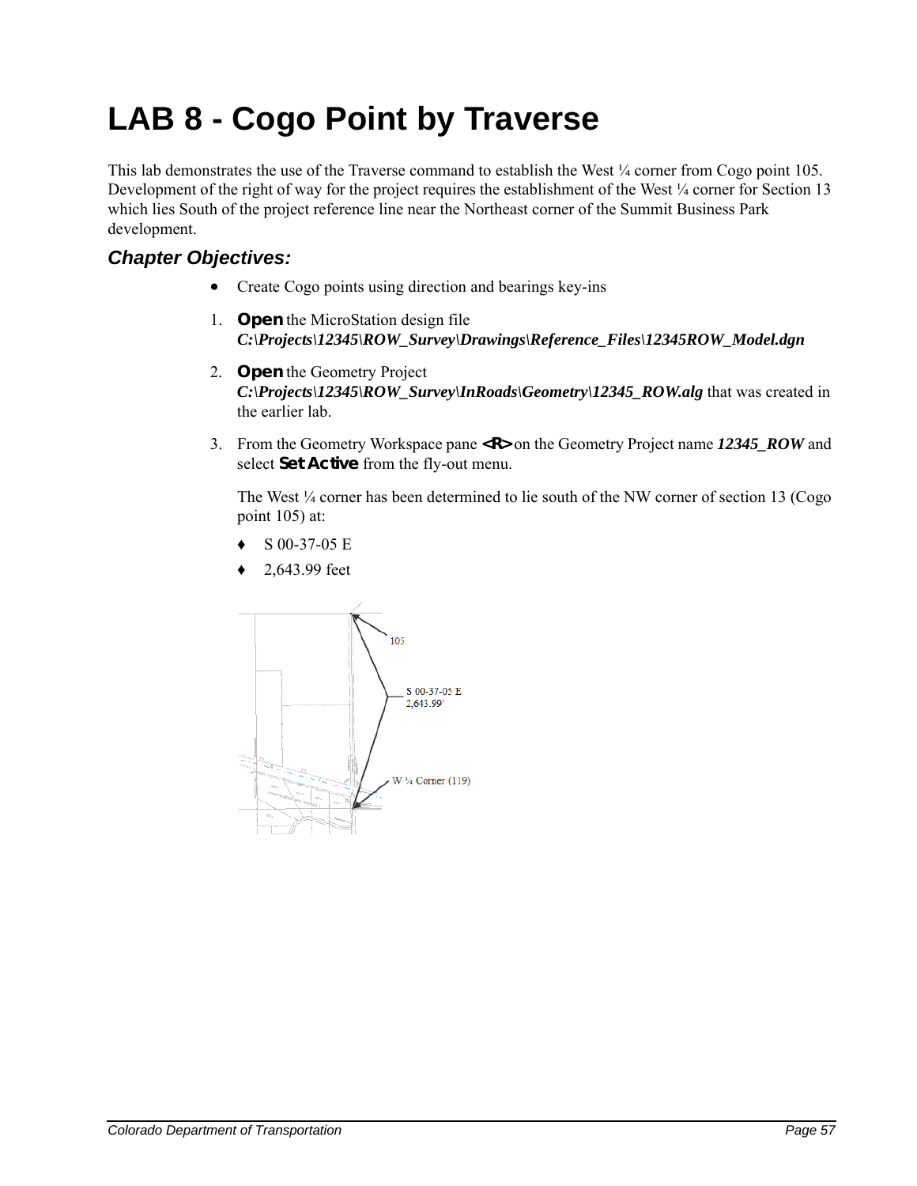# LAB 8 - Cogo Point by Traverse

This lab demonstrates the use of the Traverse command to establish the West ¼ corner from Cogo point 105. Development of the right of way for the project requires the establishment of the West ¼ corner for Section 13 which lies South of the project reference line near the Northeast corner of the Summit Business Park development.

### *Chapter Objectives:*

- Create Cogo points using direction and bearings key-ins

1. **Open** the MicroStation design file ***C:\Projects\12345\ROW_Survey\Drawings\Reference_Files\12345ROW_Model.dgn***

2. **Open** the Geometry Project ***C:\Projects\12345\ROW_Survey\InRoads\Geometry\12345_ROW.alg*** that was created in the earlier lab.

3. From the Geometry Workspace pane **<R>** on the Geometry Project name ***12345_ROW*** and select **Set Active** from the fly-out menu.

   The West ¼ corner has been determined to lie south of the NW corner of section 13 (Cogo point 105) at:

   - S 00-37-05 E
   - 2,643.99 feet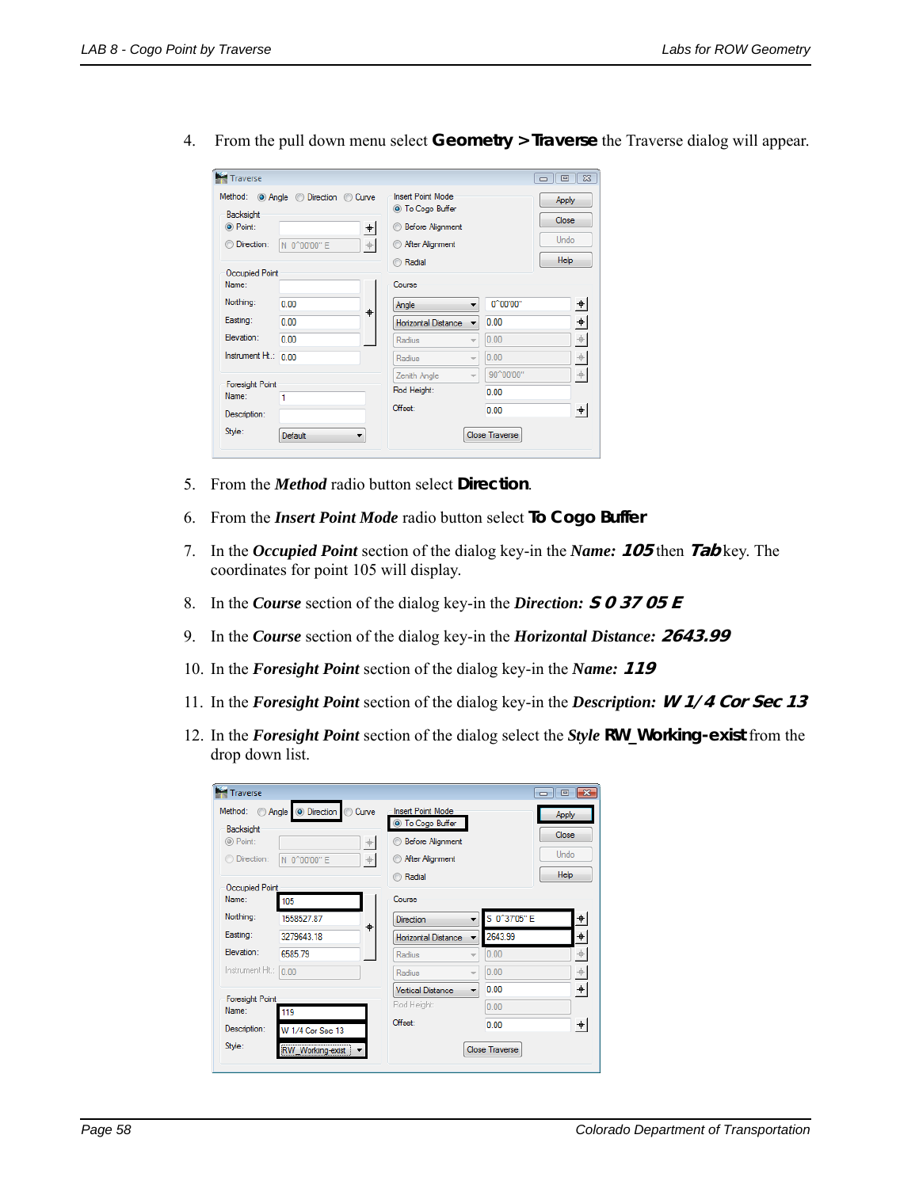4. From the pull down menu select **Geometry > Traverse** the Traverse dialog will appear.

5. From the ***Method*** radio button select **Direction**.

6. From the ***Insert Point Mode*** radio button select **To Cogo Buffer**

7. In the ***Occupied Point*** section of the dialog key-in the ***Name:*** ***105*** then ***Tab*** key. The coordinates for point 105 will display.

8. In the ***Course*** section of the dialog key-in the ***Direction:*** ***S 0 37 05 E***

9. In the ***Course*** section of the dialog key-in the ***Horizontal Distance:*** ***2643.99***

10. In the ***Foresight Point*** section of the dialog key-in the ***Name:*** ***119***

11. In the ***Foresight Point*** section of the dialog key-in the ***Description:*** ***W 1/4 Cor Sec 13***

12. In the ***Foresight Point*** section of the dialog select the ***Style*** **RW_Working-exist** from the drop down list.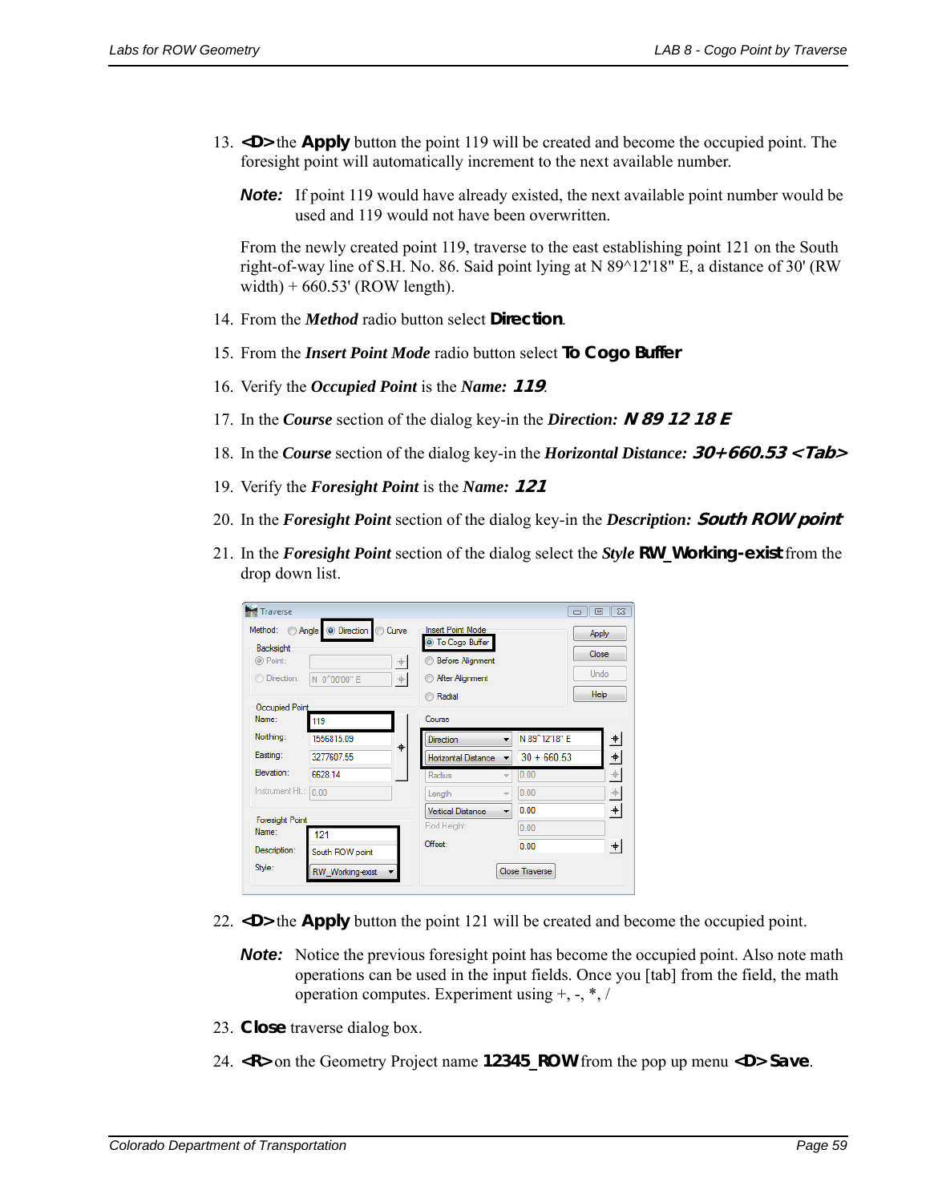13. **<D>** the **Apply** button the point 119 will be created and become the occupied point. The foresight point will automatically increment to the next available number.

    ***Note:*** If point 119 would have already existed, the next available point number would be used and 119 would not have been overwritten.

    From the newly created point 119, traverse to the east establishing point 121 on the South right-of-way line of S.H. No. 86. Said point lying at N 89^12'18" E, a distance of 30' (RW width) + 660.53' (ROW length).

14. From the ***Method*** radio button select **Direction**.
15. From the ***Insert Point Mode*** radio button select **To Cogo Buffer**
16. Verify the ***Occupied Point*** is the ***Name:*** ***119***.
17. In the ***Course*** section of the dialog key-in the ***Direction:*** ***N 89 12 18 E***
18. In the ***Course*** section of the dialog key-in the ***Horizontal Distance:*** ***30+660.53 <Tab>***
19. Verify the ***Foresight Point*** is the ***Name:*** ***121***
20. In the ***Foresight Point*** section of the dialog key-in the ***Description:*** ***South ROW point***
21. In the ***Foresight Point*** section of the dialog select the ***Style*** **RW_Working-exist** from the drop down list.

22. **<D>** the **Apply** button the point 121 will be created and become the occupied point.

    ***Note:*** Notice the previous foresight point has become the occupied point. Also note math operations can be used in the input fields. Once you [tab] from the field, the math operation computes. Experiment using +, -, *, /

23. **Close** traverse dialog box.
24. **<R>** on the Geometry Project name **12345_ROW** from the pop up menu **<D> Save**.